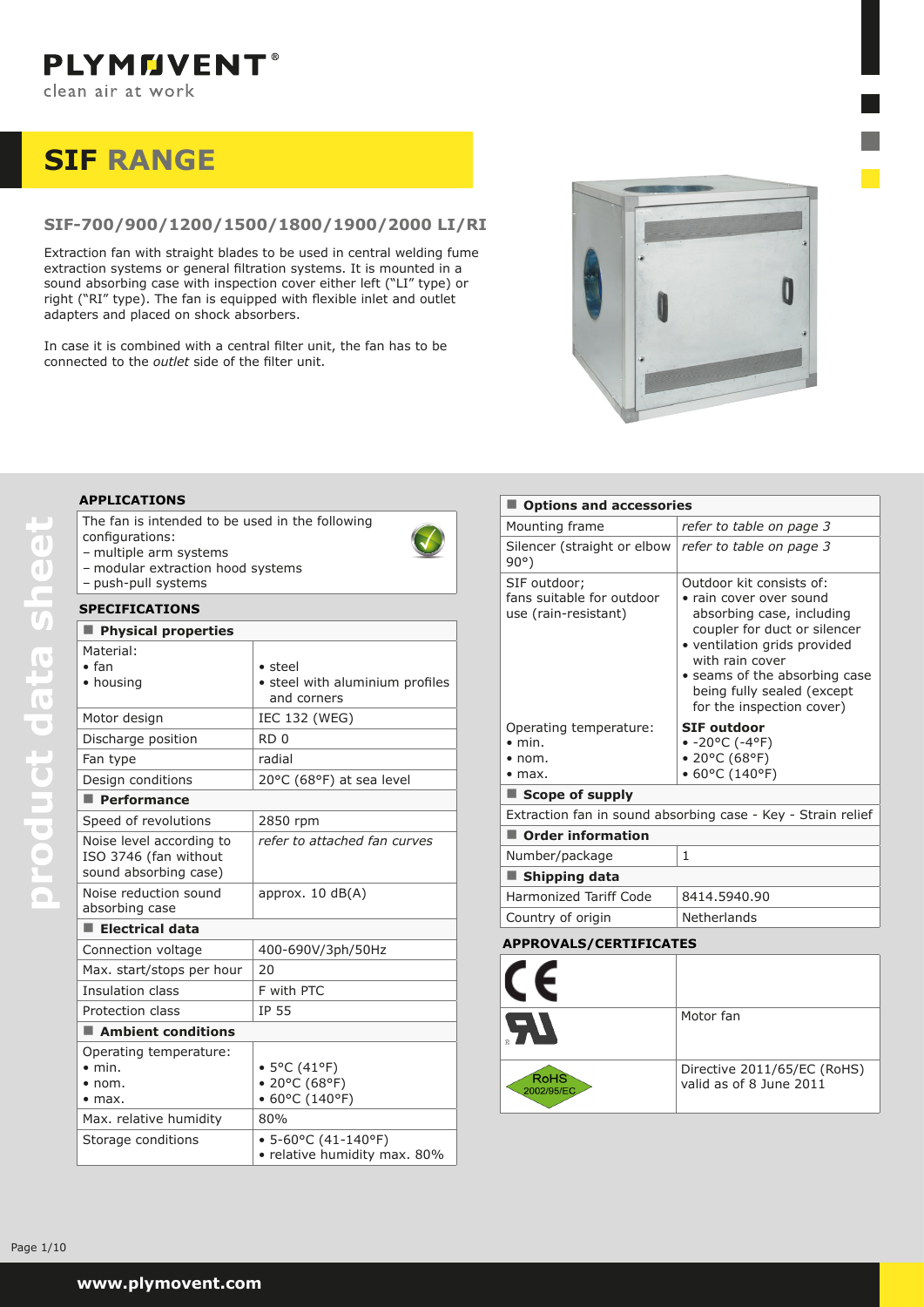PLYMOVENT®
clean air at work

# SIF RANGE

## SIF-700/900/1200/1500/1800/1900/2000 LI/RI

Extraction fan with straight blades to be used in central welding fume extraction systems or general filtration systems. It is mounted in a sound absorbing case with inspection cover either left (“LI” type) or right (“RI” type). The fan is equipped with flexible inlet and outlet adapters and placed on shock absorbers.

In case it is combined with a central filter unit, the fan has to be connected to the *outlet* side of the filter unit.

### APPLICATIONS

The fan is intended to be used in the following configurations:
- multiple arm systems
- modular extraction hood systems
- push-pull systems

### SPECIFICATIONS

| **Physical properties** | |
|---|---|
| Material:<br>• fan<br>• housing | <br>• steel<br>• steel with aluminium profiles and corners |
| Motor design | IEC 132 (WEG) |
| Discharge position | RD 0 |
| Fan type | radial |
| Design conditions | 20°C (68°F) at sea level |
| **Performance** | |
| Speed of revolutions | 2850 rpm |
| Noise level according to ISO 3746 (fan without sound absorbing case) | *refer to attached fan curves* |
| Noise reduction sound absorbing case | approx. 10 dB(A) |
| **Electrical data** | |
| Connection voltage | 400-690V/3ph/50Hz |
| Max. start/stops per hour | 20 |
| Insulation class | F with PTC |
| Protection class | IP 55 |
| **Ambient conditions** | |
| Operating temperature:<br>• min.<br>• nom.<br>• max. | <br>• 5°C (41°F)<br>• 20°C (68°F)<br>• 60°C (140°F) |
| Max. relative humidity | 80% |
| Storage conditions | • 5-60°C (41-140°F)<br>• relative humidity max. 80% |

| **Options and accessories** | |
|---|---|
| Mounting frame | *refer to table on page 3* |
| Silencer (straight or elbow 90°) | *refer to table on page 3* |
| SIF outdoor;<br>fans suitable for outdoor use (rain-resistant) | Outdoor kit consists of:<br>• rain cover over sound absorbing case, including coupler for duct or silencer<br>• ventilation grids provided with rain cover<br>• seams of the absorbing case being fully sealed (except for the inspection cover) |
| Operating temperature:<br>• min.<br>• nom.<br>• max. | **SIF outdoor**<br>• -20°C (-4°F)<br>• 20°C (68°F)<br>• 60°C (140°F) |
| **Scope of supply** | |
| Extraction fan in sound absorbing case - Key - Strain relief | |
| **Order information** | |
| Number/package | 1 |
| **Shipping data** | |
| Harmonized Tariff Code | 8414.5940.90 |
| Country of origin | Netherlands |

### APPROVALS/CERTIFICATES

| | |
|---|---|
| CE | |
| UR | Motor fan |
| RoHS 2002/95/EC | Directive 2011/65/EC (RoHS) valid as of 8 June 2011 |

www.plymovent.com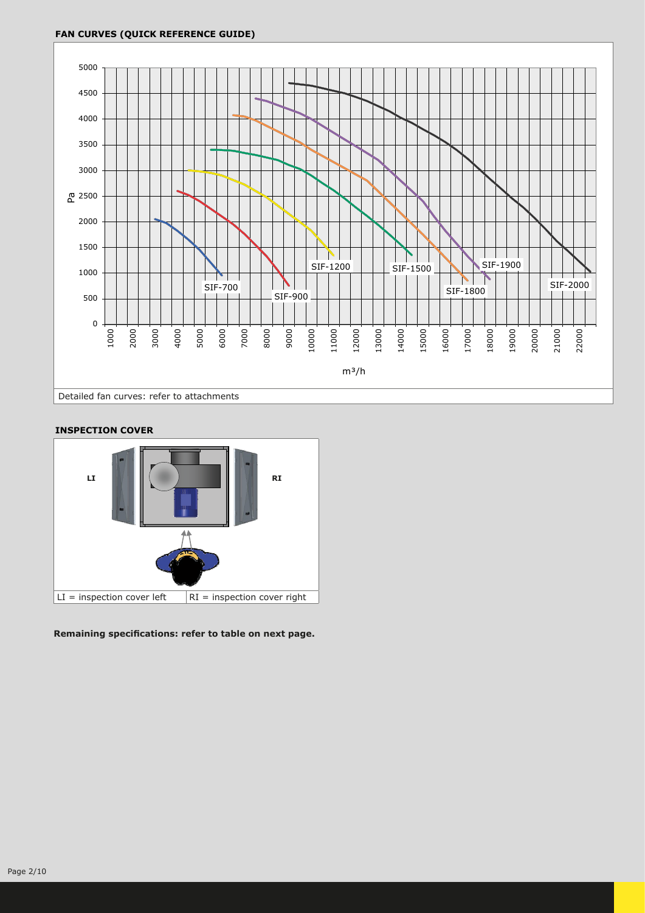**FAN CURVES (QUICK REFERENCE GUIDE)**

Detailed fan curves: refer to attachments

**INSPECTION COVER**

| LI = inspection cover left | RI = inspection cover right |
| --- | --- |

**Remaining specifications: refer to table on next page.**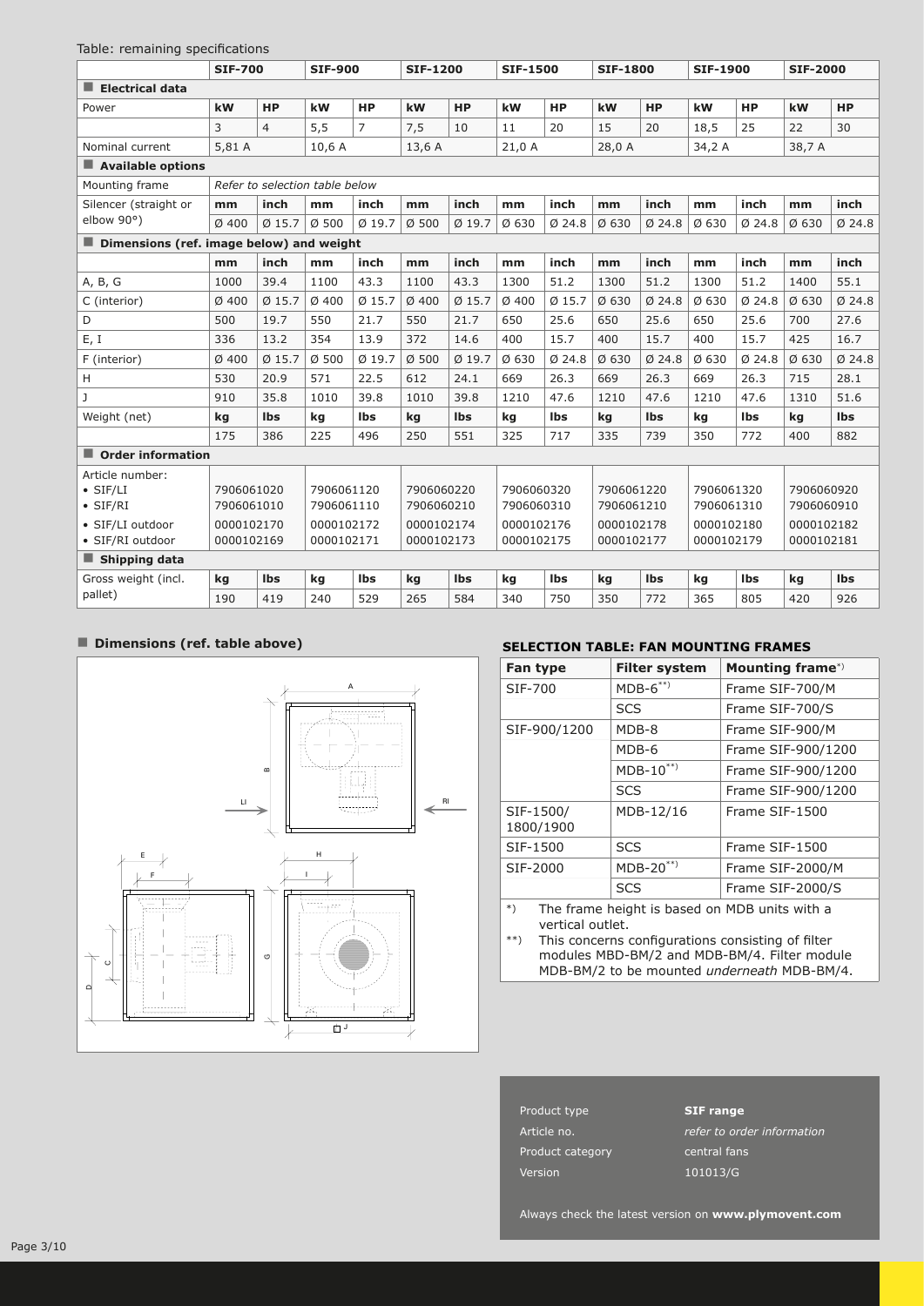Table: remaining specifications

| | SIF-700 | | SIF-900 | | SIF-1200 | | SIF-1500 | | SIF-1800 | | SIF-1900 | | SIF-2000 | |
|---|---|---|---|---|---|---|---|---|---|---|---|---|---|---|
| **Electrical data** | | | | | | | | | | | | | | |
| Power | **kW** | **HP** | **kW** | **HP** | **kW** | **HP** | **kW** | **HP** | **kW** | **HP** | **kW** | **HP** | **kW** | **HP** |
| | 3 | 4 | 5,5 | 7 | 7,5 | 10 | 11 | 20 | 15 | 20 | 18,5 | 25 | 22 | 30 |
| Nominal current | 5,81 A | | 10,6 A | | 13,6 A | | 21,0 A | | 28,0 A | | 34,2 A | | 38,7 A | |
| **Available options** | | | | | | | | | | | | | | |
| Mounting frame | *Refer to selection table below* | | | | | | | | | | | | | |
| Silencer (straight or elbow 90°) | **mm** | **inch** | **mm** | **inch** | **mm** | **inch** | **mm** | **inch** | **mm** | **inch** | **mm** | **inch** | **mm** | **inch** |
| | Ø 400 | Ø 15.7 | Ø 500 | Ø 19.7 | Ø 500 | Ø 19.7 | Ø 630 | Ø 24.8 | Ø 630 | Ø 24.8 | Ø 630 | Ø 24.8 | Ø 630 | Ø 24.8 |
| **Dimensions (ref. image below) and weight** | | | | | | | | | | | | | | |
| | **mm** | **inch** | **mm** | **inch** | **mm** | **inch** | **mm** | **inch** | **mm** | **inch** | **mm** | **inch** | **mm** | **inch** |
| A, B, G | 1000 | 39.4 | 1100 | 43.3 | 1100 | 43.3 | 1300 | 51.2 | 1300 | 51.2 | 1300 | 51.2 | 1400 | 55.1 |
| C (interior) | Ø 400 | Ø 15.7 | Ø 400 | Ø 15.7 | Ø 400 | Ø 15.7 | Ø 400 | Ø 15.7 | Ø 630 | Ø 24.8 | Ø 630 | Ø 24.8 | Ø 630 | Ø 24.8 |
| D | 500 | 19.7 | 550 | 21.7 | 550 | 21.7 | 650 | 25.6 | 650 | 25.6 | 650 | 25.6 | 700 | 27.6 |
| E, I | 336 | 13.2 | 354 | 13.9 | 372 | 14.6 | 400 | 15.7 | 400 | 15.7 | 400 | 15.7 | 425 | 16.7 |
| F (interior) | Ø 400 | Ø 15.7 | Ø 500 | Ø 19.7 | Ø 500 | Ø 19.7 | Ø 630 | Ø 24.8 | Ø 630 | Ø 24.8 | Ø 630 | Ø 24.8 | Ø 630 | Ø 24.8 |
| H | 530 | 20.9 | 571 | 22.5 | 612 | 24.1 | 669 | 26.3 | 669 | 26.3 | 669 | 26.3 | 715 | 28.1 |
| J | 910 | 35.8 | 1010 | 39.8 | 1010 | 39.8 | 1210 | 47.6 | 1210 | 47.6 | 1210 | 47.6 | 1310 | 51.6 |
| Weight (net) | **kg** | **lbs** | **kg** | **lbs** | **kg** | **lbs** | **kg** | **lbs** | **kg** | **lbs** | **kg** | **lbs** | **kg** | **lbs** |
| | 175 | 386 | 225 | 496 | 250 | 551 | 325 | 717 | 335 | 739 | 350 | 772 | 400 | 882 |
| **Order information** | | | | | | | | | | | | | | |
| Article number: • SIF/LI | 7906061020 | | 7906061120 | | 7906060220 | | 7906060320 | | 7906061220 | | 7906061320 | | 7906060920 | |
| • SIF/RI | 7906061010 | | 7906061110 | | 7906060210 | | 7906060310 | | 7906061210 | | 7906061310 | | 7906060910 | |
| • SIF/LI outdoor | 0000102170 | | 0000102172 | | 0000102174 | | 0000102176 | | 0000102178 | | 0000102180 | | 0000102182 | |
| • SIF/RI outdoor | 0000102169 | | 0000102171 | | 0000102173 | | 0000102175 | | 0000102177 | | 0000102179 | | 0000102181 | |
| **Shipping data** | | | | | | | | | | | | | | |
| Gross weight (incl. pallet) | **kg** | **lbs** | **kg** | **lbs** | **kg** | **lbs** | **kg** | **lbs** | **kg** | **lbs** | **kg** | **lbs** | **kg** | **lbs** |
| | 190 | 419 | 240 | 529 | 265 | 584 | 340 | 750 | 350 | 772 | 365 | 805 | 420 | 926 |

## Dimensions (ref. table above)

A
B
LI
RI
E
F
H
I
C
D
G
J

## SELECTION TABLE: FAN MOUNTING FRAMES

| Fan type | Filter system | Mounting frame*) |
|---|---|---|
| SIF-700 | MDB-6**) | Frame SIF-700/M |
| | SCS | Frame SIF-700/S |
| SIF-900/1200 | MDB-8 | Frame SIF-900/M |
| | MDB-6 | Frame SIF-900/1200 |
| | MDB-10**) | Frame SIF-900/1200 |
| | SCS | Frame SIF-900/1200 |
| SIF-1500/ 1800/1900 | MDB-12/16 | Frame SIF-1500 |
| SIF-1500 | SCS | Frame SIF-1500 |
| SIF-2000 | MDB-20**) | Frame SIF-2000/M |
| | SCS | Frame SIF-2000/S |

*) The frame height is based on MDB units with a vertical outlet.

**) This concerns configurations consisting of filter modules MBD-BM/2 and MDB-BM/4. Filter module MDB-BM/2 to be mounted *underneath* MDB-BM/4.

| | |
|---|---|
| Product type | **SIF range** |
| Article no. | *refer to order information* |
| Product category | central fans |
| Version | 101013/G |

Always check the latest version on **www.plymovent.com**